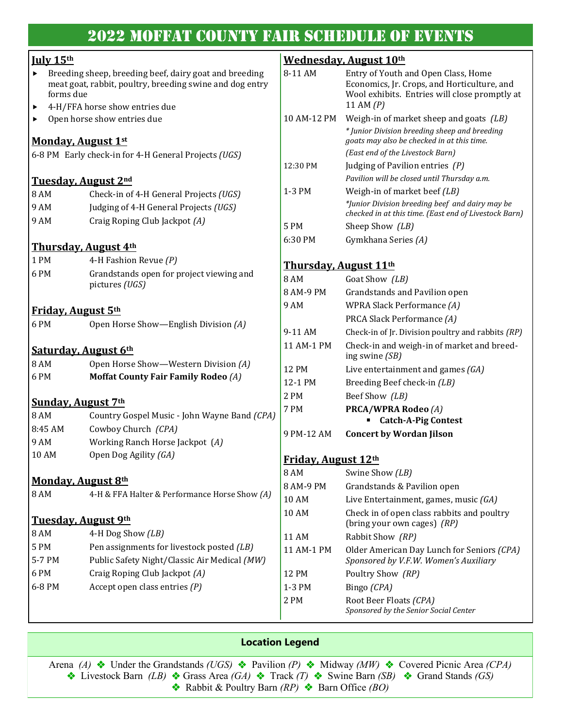# 2022 MOFFAT COUNTY FAIR SCHEDULE OF EVENTS

## July 15th

- Breeding sheep, breeding beef, dairy goat and breeding meat goat, rabbit, poultry, breeding swine and dog entry forms due
- 4-H/FFA horse show entries due
- Open horse show entries due

## Monday, August 1st

6-8 PM Early check-in for 4-H General Projects *(UGS)*

## Tuesday, August 2nd

| | |
|---|---|
| 8 AM | Check-in of 4-H General Projects *(UGS)* |
| 9 AM | Judging of 4-H General Projects *(UGS)* |
| 9 AM | Craig Roping Club Jackpot *(A)* |

## Thursday, August 4th

| | |
|---|---|
| 1 PM | 4-H Fashion Revue *(P)* |
| 6 PM | Grandstands open for project viewing and pictures *(UGS)* |

## Friday, August 5th

| | |
|---|---|
| 6 PM | Open Horse Show—English Division *(A)* |

## Saturday, August 6th

| | |
|---|---|
| 8 AM | Open Horse Show—Western Division *(A)* |
| 6 PM | **Moffat County Fair Family Rodeo** *(A)* |

## Sunday, August 7th

| | |
|---|---|
| 8 AM | Country Gospel Music - John Wayne Band *(CPA)* |
| 8:45 AM | Cowboy Church *(CPA)* |
| 9 AM | Working Ranch Horse Jackpot *(A)* |
| 10 AM | Open Dog Agility *(GA)* |

## Monday, August 8th

| | |
|---|---|
| 8 AM | 4-H & FFA Halter & Performance Horse Show *(A)* |

## Tuesday, August 9th

| | |
|---|---|
| 8 AM | 4-H Dog Show *(LB)* |
| 5 PM | Pen assignments for livestock posted *(LB)* |
| 5-7 PM | Public Safety Night/Classic Air Medical *(MW)* |
| 6 PM | Craig Roping Club Jackpot *(A)* |
| 6-8 PM | Accept open class entries *(P)* |

## Wednesday, August 10th

| | |
|---|---|
| 8-11 AM | Entry of Youth and Open Class, Home Economics, Jr. Crops, and Horticulture, and Wool exhibits. Entries will close promptly at 11 AM *(P)* |
| 10 AM-12 PM | Weigh-in of market sheep and goats *(LB)*<br>*\* Junior Division breeding sheep and breeding goats may also be checked in at this time.*<br>*(East end of the Livestock Barn)* |
| 12:30 PM | Judging of Pavilion entries *(P)*<br>*Pavilion will be closed until Thursday a.m.* |
| 1-3 PM | Weigh-in of market beef *(LB)*<br>*\*Junior Division breeding beef and dairy may be checked in at this time. (East end of Livestock Barn)* |
| 5 PM | Sheep Show *(LB)* |
| 6:30 PM | Gymkhana Series *(A)* |

## Thursday, August 11th

| | |
|---|---|
| 8 AM | Goat Show *(LB)* |
| 8 AM-9 PM | Grandstands and Pavilion open |
| 9 AM | WPRA Slack Performance *(A)*<br>PRCA Slack Performance *(A)* |
| 9-11 AM | Check-in of Jr. Division poultry and rabbits *(RP)* |
| 11 AM-1 PM | Check-in and weigh-in of market and breeding swine *(SB)* |
| 12 PM | Live entertainment and games *(GA)* |
| 12-1 PM | Breeding Beef check-in *(LB)* |
| 2 PM | Beef Show *(LB)* |
| 7 PM | **PRCA/WPRA Rodeo** *(A)*<br>▪ **Catch-A-Pig Contest** |
| 9 PM-12 AM | **Concert by Wordan Jilson** |

## Friday, August 12th

| | |
|---|---|
| 8 AM | Swine Show *(LB)* |
| 8 AM-9 PM | Grandstands & Pavilion open |
| 10 AM | Live Entertainment, games, music *(GA)* |
| 10 AM | Check in of open class rabbits and poultry (bring your own cages) *(RP)* |
| 11 AM | Rabbit Show *(RP)* |
| 11 AM-1 PM | Older American Day Lunch for Seniors *(CPA)*<br>*Sponsored by V.F.W. Women's Auxiliary* |
| 12 PM | Poultry Show *(RP)* |
| 1-3 PM | Bingo *(CPA)* |
| 2 PM | Root Beer Floats *(CPA)*<br>*Sponsored by the Senior Social Center* |

### Location Legend

Arena *(A)* ❖ Under the Grandstands *(UGS)* ❖ Pavilion *(P)* ❖ Midway *(MW)* ❖ Covered Picnic Area *(CPA)* ❖ Livestock Barn *(LB)* ❖ Grass Area *(GA)* ❖ Track *(T)* ❖ Swine Barn *(SB)* ❖ Grand Stands *(GS)* ❖ Rabbit & Poultry Barn *(RP)* ❖ Barn Office *(BO)*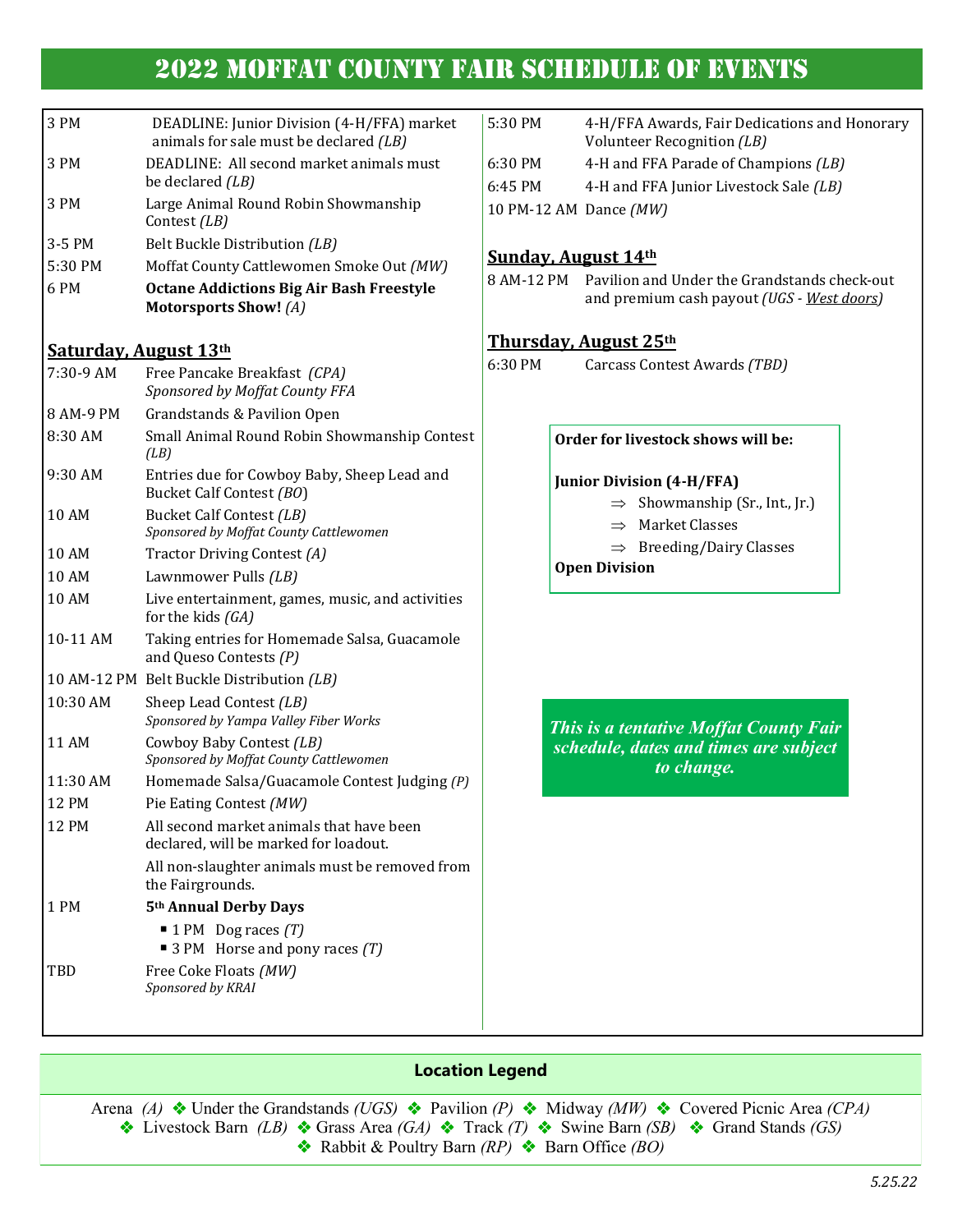# 2022 MOFFAT COUNTY FAIR SCHEDULE OF EVENTS

| | |
|---|---|
| 3 PM | DEADLINE: Junior Division (4-H/FFA) market animals for sale must be declared *(LB)* |
| 3 PM | DEADLINE: All second market animals must be declared *(LB)* |
| 3 PM | Large Animal Round Robin Showmanship Contest *(LB)* |
| 3-5 PM | Belt Buckle Distribution *(LB)* |
| 5:30 PM | Moffat County Cattlewomen Smoke Out *(MW)* |
| 6 PM | **Octane Addictions Big Air Bash Freestyle Motorsports Show!** *(A)* |

## Saturday, August 13th

| | |
|---|---|
| 7:30-9 AM | Free Pancake Breakfast *(CPA)* *Sponsored by Moffat County FFA* |
| 8 AM-9 PM | Grandstands & Pavilion Open |
| 8:30 AM | Small Animal Round Robin Showmanship Contest *(LB)* |
| 9:30 AM | Entries due for Cowboy Baby, Sheep Lead and Bucket Calf Contest *(BO)* |
| 10 AM | Bucket Calf Contest *(LB)* *Sponsored by Moffat County Cattlewomen* |
| 10 AM | Tractor Driving Contest *(A)* |
| 10 AM | Lawnmower Pulls *(LB)* |
| 10 AM | Live entertainment, games, music, and activities for the kids *(GA)* |
| 10-11 AM | Taking entries for Homemade Salsa, Guacamole and Queso Contests *(P)* |
| 10 AM-12 PM | Belt Buckle Distribution *(LB)* |
| 10:30 AM | Sheep Lead Contest *(LB)* *Sponsored by Yampa Valley Fiber Works* |
| 11 AM | Cowboy Baby Contest *(LB)* *Sponsored by Moffat County Cattlewomen* |
| 11:30 AM | Homemade Salsa/Guacamole Contest Judging *(P)* |
| 12 PM | Pie Eating Contest *(MW)* |
| 12 PM | All second market animals that have been declared, will be marked for loadout. |
| | All non-slaughter animals must be removed from the Fairgrounds. |
| 1 PM | **5th Annual Derby Days** ▪ 1 PM Dog races *(T)* ▪ 3 PM Horse and pony races *(T)* |
| TBD | Free Coke Floats *(MW)* *Sponsored by KRAI* |
| 5:30 PM | 4-H/FFA Awards, Fair Dedications and Honorary Volunteer Recognition *(LB)* |
| 6:30 PM | 4-H and FFA Parade of Champions *(LB)* |
| 6:45 PM | 4-H and FFA Junior Livestock Sale *(LB)* |
| 10 PM-12 AM | Dance *(MW)* |

## Sunday, August 14th

| | |
|---|---|
| 8 AM-12 PM | Pavilion and Under the Grandstands check-out and premium cash payout *(UGS - West doors)* |

## Thursday, August 25th

| | |
|---|---|
| 6:30 PM | Carcass Contest Awards *(TBD)* |

**Order for livestock shows will be:**

**Junior Division (4-H/FFA)**

- ⇒ Showmanship (Sr., Int., Jr.)
- ⇒ Market Classes
- ⇒ Breeding/Dairy Classes

**Open Division**

***This is a tentative Moffat County Fair schedule, dates and times are subject to change.***

**Location Legend**

Arena *(A)* ❖ Under the Grandstands *(UGS)* ❖ Pavilion *(P)* ❖ Midway *(MW)* ❖ Covered Picnic Area *(CPA)* ❖ Livestock Barn *(LB)* ❖ Grass Area *(GA)* ❖ Track *(T)* ❖ Swine Barn *(SB)* ❖ Grand Stands *(GS)* ❖ Rabbit & Poultry Barn *(RP)* ❖ Barn Office *(BO)*

*5.25.22*